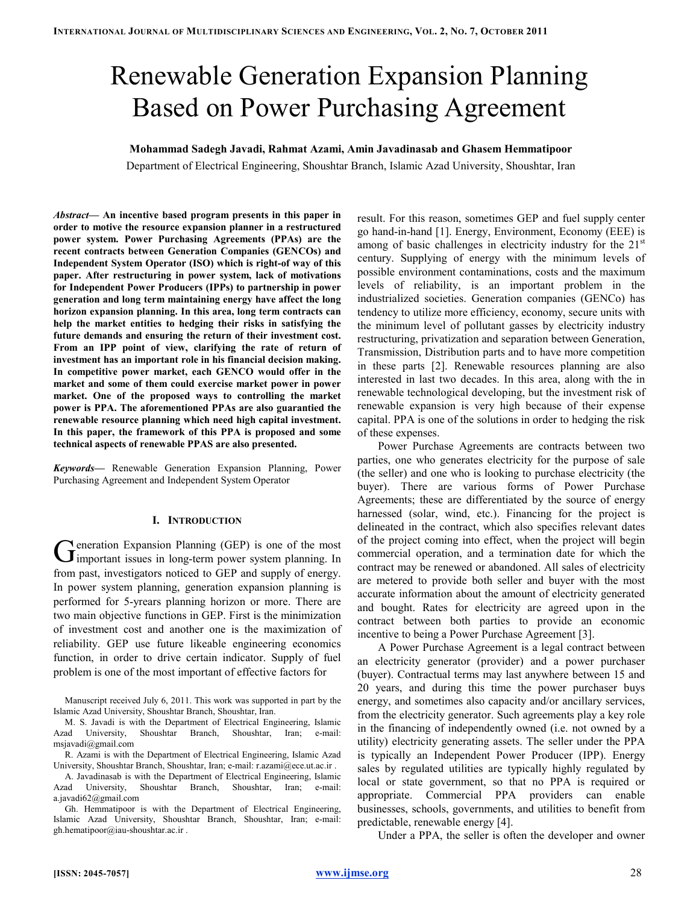# Renewable Generation Expansion Planning Based on Power Purchasing Agreement

**Mohammad Sadegh Javadi, Rahmat Azami, Amin Javadinasab and Ghasem Hemmatipoor**

Department of Electrical Engineering, Shoushtar Branch, Islamic Azad University, Shoushtar, Iran

***Abstract*— An incentive based program presents in this paper in order to motive the resource expansion planner in a restructured power system. Power Purchasing Agreements (PPAs) are the recent contracts between Generation Companies (GENCOs) and Independent System Operator (ISO) which is right-of way of this paper. After restructuring in power system, lack of motivations for Independent Power Producers (IPPs) to partnership in power generation and long term maintaining energy have affect the long horizon expansion planning. In this area, long term contracts can help the market entities to hedging their risks in satisfying the future demands and ensuring the return of their investment cost. From an IPP point of view, clarifying the rate of return of investment has an important role in his financial decision making. In competitive power market, each GENCO would offer in the market and some of them could exercise market power in power market. One of the proposed ways to controlling the market power is PPA. The aforementioned PPAs are also guarantied the renewable resource planning which need high capital investment. In this paper, the framework of this PPA is proposed and some technical aspects of renewable PPAS are also presented.**

***Keywords*—** Renewable Generation Expansion Planning, Power Purchasing Agreement and Independent System Operator

## I. Introduction

Generation Expansion Planning (GEP) is one of the most important issues in long-term power system planning. In from past, investigators noticed to GEP and supply of energy. In power system planning, generation expansion planning is performed for 5-yrears planning horizon or more. There are two main objective functions in GEP. First is the minimization of investment cost and another one is the maximization of reliability. GEP use future likeable engineering economics function, in order to drive certain indicator. Supply of fuel problem is one of the most important of effective factors for result. For this reason, sometimes GEP and fuel supply center go hand-in-hand [1]. Energy, Environment, Economy (EEE) is among of basic challenges in electricity industry for the 21st century. Supplying of energy with the minimum levels of possible environment contaminations, costs and the maximum levels of reliability, is an important problem in the industrialized societies. Generation companies (GENCo) has tendency to utilize more efficiency, economy, secure units with the minimum level of pollutant gasses by electricity industry restructuring, privatization and separation between Generation, Transmission, Distribution parts and to have more competition in these parts [2]. Renewable resources planning are also interested in last two decades. In this area, along with the in renewable technological developing, but the investment risk of renewable expansion is very high because of their expense capital. PPA is one of the solutions in order to hedging the risk of these expenses.

Power Purchase Agreements are contracts between two parties, one who generates electricity for the purpose of sale (the seller) and one who is looking to purchase electricity (the buyer). There are various forms of Power Purchase Agreements; these are differentiated by the source of energy harnessed (solar, wind, etc.). Financing for the project is delineated in the contract, which also specifies relevant dates of the project coming into effect, when the project will begin commercial operation, and a termination date for which the contract may be renewed or abandoned. All sales of electricity are metered to provide both seller and buyer with the most accurate information about the amount of electricity generated and bought. Rates for electricity are agreed upon in the contract between both parties to provide an economic incentive to being a Power Purchase Agreement [3].

A Power Purchase Agreement is a legal contract between an electricity generator (provider) and a power purchaser (buyer). Contractual terms may last anywhere between 15 and 20 years, and during this time the power purchaser buys energy, and sometimes also capacity and/or ancillary services, from the electricity generator. Such agreements play a key role in the financing of independently owned (i.e. not owned by a utility) electricity generating assets. The seller under the PPA is typically an Independent Power Producer (IPP). Energy sales by regulated utilities are typically highly regulated by local or state government, so that no PPA is required or appropriate. Commercial PPA providers can enable businesses, schools, governments, and utilities to benefit from predictable, renewable energy [4].

Under a PPA, the seller is often the developer and owner

---

Manuscript received July 6, 2011. This work was supported in part by the Islamic Azad University, Shoushtar Branch, Shoushtar, Iran.

M. S. Javadi is with the Department of Electrical Engineering, Islamic Azad University, Shoushtar Branch, Shoushtar, Iran; e-mail: msjavadi@gmail.com

R. Azami is with the Department of Electrical Engineering, Islamic Azad University, Shoushtar Branch, Shoushtar, Iran; e-mail: r.azami@ece.ut.ac.ir .

A. Javadinasab is with the Department of Electrical Engineering, Islamic Azad University, Shoushtar Branch, Shoushtar, Iran; e-mail: a.javadi62@gmail.com

Gh. Hemmatipoor is with the Department of Electrical Engineering, Islamic Azad University, Shoushtar Branch, Shoushtar, Iran; e-mail: gh.hematipoor@iau-shoushtar.ac.ir .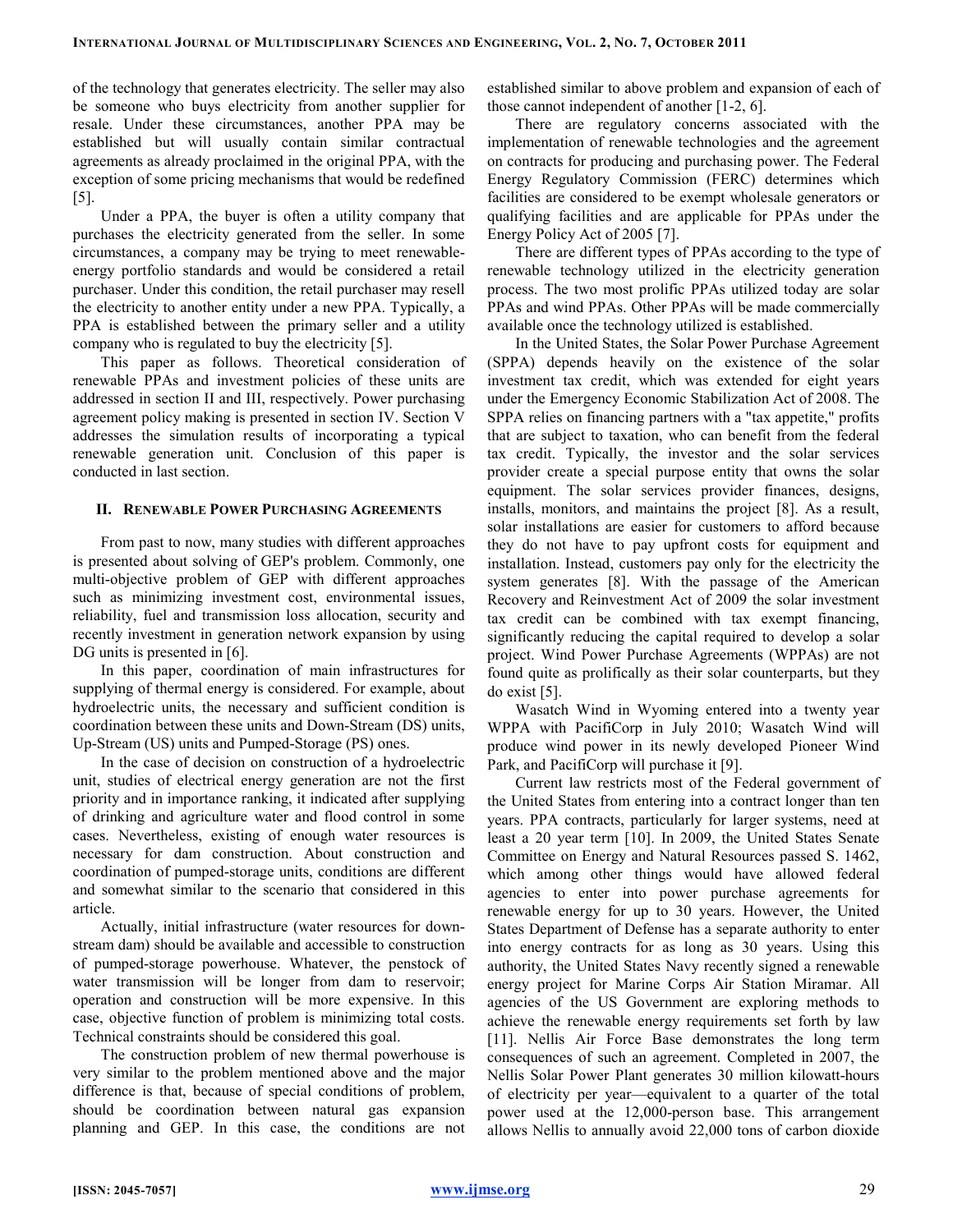of the technology that generates electricity. The seller may also be someone who buys electricity from another supplier for resale. Under these circumstances, another PPA may be established but will usually contain similar contractual agreements as already proclaimed in the original PPA, with the exception of some pricing mechanisms that would be redefined [5].

Under a PPA, the buyer is often a utility company that purchases the electricity generated from the seller. In some circumstances, a company may be trying to meet renewable-energy portfolio standards and would be considered a retail purchaser. Under this condition, the retail purchaser may resell the electricity to another entity under a new PPA. Typically, a PPA is established between the primary seller and a utility company who is regulated to buy the electricity [5].

This paper as follows. Theoretical consideration of renewable PPAs and investment policies of these units are addressed in section II and III, respectively. Power purchasing agreement policy making is presented in section IV. Section V addresses the simulation results of incorporating a typical renewable generation unit. Conclusion of this paper is conducted in last section.

## II. Renewable Power Purchasing Agreements

From past to now, many studies with different approaches is presented about solving of GEP's problem. Commonly, one multi-objective problem of GEP with different approaches such as minimizing investment cost, environmental issues, reliability, fuel and transmission loss allocation, security and recently investment in generation network expansion by using DG units is presented in [6].

In this paper, coordination of main infrastructures for supplying of thermal energy is considered. For example, about hydroelectric units, the necessary and sufficient condition is coordination between these units and Down-Stream (DS) units, Up-Stream (US) units and Pumped-Storage (PS) ones.

In the case of decision on construction of a hydroelectric unit, studies of electrical energy generation are not the first priority and in importance ranking, it indicated after supplying of drinking and agriculture water and flood control in some cases. Nevertheless, existing of enough water resources is necessary for dam construction. About construction and coordination of pumped-storage units, conditions are different and somewhat similar to the scenario that considered in this article.

Actually, initial infrastructure (water resources for down-stream dam) should be available and accessible to construction of pumped-storage powerhouse. Whatever, the penstock of water transmission will be longer from dam to reservoir; operation and construction will be more expensive. In this case, objective function of problem is minimizing total costs. Technical constraints should be considered this goal.

The construction problem of new thermal powerhouse is very similar to the problem mentioned above and the major difference is that, because of special conditions of problem, should be coordination between natural gas expansion planning and GEP. In this case, the conditions are not established similar to above problem and expansion of each of those cannot independent of another [1-2, 6].

There are regulatory concerns associated with the implementation of renewable technologies and the agreement on contracts for producing and purchasing power. The Federal Energy Regulatory Commission (FERC) determines which facilities are considered to be exempt wholesale generators or qualifying facilities and are applicable for PPAs under the Energy Policy Act of 2005 [7].

There are different types of PPAs according to the type of renewable technology utilized in the electricity generation process. The two most prolific PPAs utilized today are solar PPAs and wind PPAs. Other PPAs will be made commercially available once the technology utilized is established.

In the United States, the Solar Power Purchase Agreement (SPPA) depends heavily on the existence of the solar investment tax credit, which was extended for eight years under the Emergency Economic Stabilization Act of 2008. The SPPA relies on financing partners with a "tax appetite," profits that are subject to taxation, who can benefit from the federal tax credit. Typically, the investor and the solar services provider create a special purpose entity that owns the solar equipment. The solar services provider finances, designs, installs, monitors, and maintains the project [8]. As a result, solar installations are easier for customers to afford because they do not have to pay upfront costs for equipment and installation. Instead, customers pay only for the electricity the system generates [8]. With the passage of the American Recovery and Reinvestment Act of 2009 the solar investment tax credit can be combined with tax exempt financing, significantly reducing the capital required to develop a solar project. Wind Power Purchase Agreements (WPPAs) are not found quite as prolifically as their solar counterparts, but they do exist [5].

Wasatch Wind in Wyoming entered into a twenty year WPPA with PacifiCorp in July 2010; Wasatch Wind will produce wind power in its newly developed Pioneer Wind Park, and PacifiCorp will purchase it [9].

Current law restricts most of the Federal government of the United States from entering into a contract longer than ten years. PPA contracts, particularly for larger systems, need at least a 20 year term [10]. In 2009, the United States Senate Committee on Energy and Natural Resources passed S. 1462, which among other things would have allowed federal agencies to enter into power purchase agreements for renewable energy for up to 30 years. However, the United States Department of Defense has a separate authority to enter into energy contracts for as long as 30 years. Using this authority, the United States Navy recently signed a renewable energy project for Marine Corps Air Station Miramar. All agencies of the US Government are exploring methods to achieve the renewable energy requirements set forth by law [11]. Nellis Air Force Base demonstrates the long term consequences of such an agreement. Completed in 2007, the Nellis Solar Power Plant generates 30 million kilowatt-hours of electricity per year—equivalent to a quarter of the total power used at the 12,000-person base. This arrangement allows Nellis to annually avoid 22,000 tons of carbon dioxide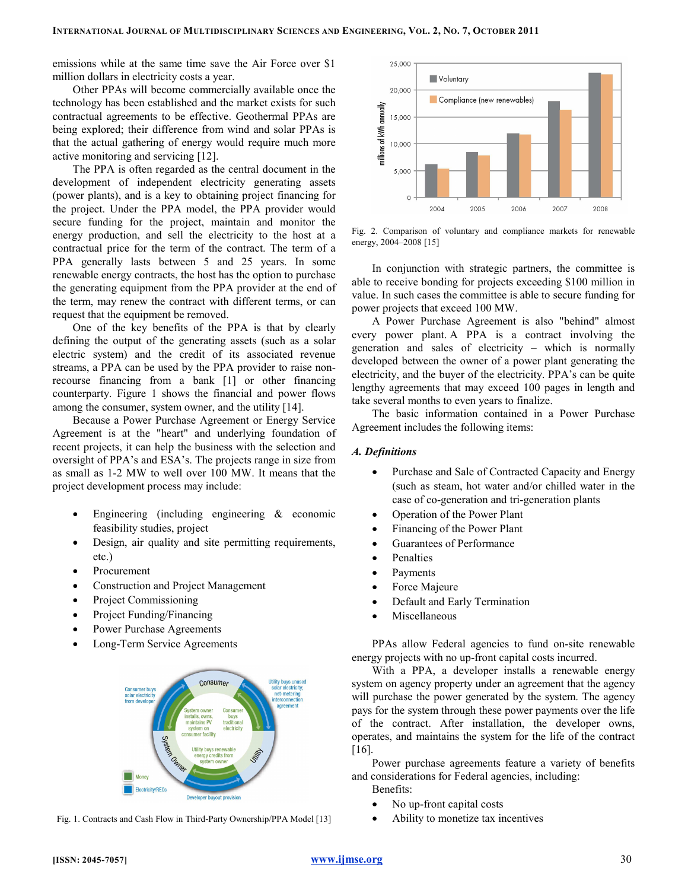emissions while at the same time save the Air Force over $1 million dollars in electricity costs a year.

Other PPAs will become commercially available once the technology has been established and the market exists for such contractual agreements to be effective. Geothermal PPAs are being explored; their difference from wind and solar PPAs is that the actual gathering of energy would require much more active monitoring and servicing [12].

The PPA is often regarded as the central document in the development of independent electricity generating assets (power plants), and is a key to obtaining project financing for the project. Under the PPA model, the PPA provider would secure funding for the project, maintain and monitor the energy production, and sell the electricity to the host at a contractual price for the term of the contract. The term of a PPA generally lasts between 5 and 25 years. In some renewable energy contracts, the host has the option to purchase the generating equipment from the PPA provider at the end of the term, may renew the contract with different terms, or can request that the equipment be removed.

One of the key benefits of the PPA is that by clearly defining the output of the generating assets (such as a solar electric system) and the credit of its associated revenue streams, a PPA can be used by the PPA provider to raise non-recourse financing from a bank [1] or other financing counterparty. Figure 1 shows the financial and power flows among the consumer, system owner, and the utility [14].

Because a Power Purchase Agreement or Energy Service Agreement is at the "heart" and underlying foundation of recent projects, it can help the business with the selection and oversight of PPA's and ESA's. The projects range in size from as small as 1-2 MW to well over 100 MW. It means that the project development process may include:

- Engineering (including engineering & economic feasibility studies, project
- Design, air quality and site permitting requirements, etc.)
- Procurement
- Construction and Project Management
- Project Commissioning
- Project Funding/Financing
- Power Purchase Agreements
- Long-Term Service Agreements

Fig. 1. Contracts and Cash Flow in Third-Party Ownership/PPA Model [13]

Fig. 2. Comparison of voluntary and compliance markets for renewable energy, 2004–2008 [15]

In conjunction with strategic partners, the committee is able to receive bonding for projects exceeding $100 million in value. In such cases the committee is able to secure funding for power projects that exceed 100 MW.

A Power Purchase Agreement is also "behind" almost every power plant. A PPA is a contract involving the generation and sales of electricity – which is normally developed between the owner of a power plant generating the electricity, and the buyer of the electricity. PPA's can be quite lengthy agreements that may exceed 100 pages in length and take several months to even years to finalize.

The basic information contained in a Power Purchase Agreement includes the following items:

### *A. Definitions*

- Purchase and Sale of Contracted Capacity and Energy (such as steam, hot water and/or chilled water in the case of co-generation and tri-generation plants
- Operation of the Power Plant
- Financing of the Power Plant
- Guarantees of Performance
- Penalties
- Payments
- Force Majeure
- Default and Early Termination
- Miscellaneous

PPAs allow Federal agencies to fund on-site renewable energy projects with no up-front capital costs incurred.

With a PPA, a developer installs a renewable energy system on agency property under an agreement that the agency will purchase the power generated by the system. The agency pays for the system through these power payments over the life of the contract. After installation, the developer owns, operates, and maintains the system for the life of the contract [16].

Power purchase agreements feature a variety of benefits and considerations for Federal agencies, including:

Benefits:

- No up-front capital costs
- Ability to monetize tax incentives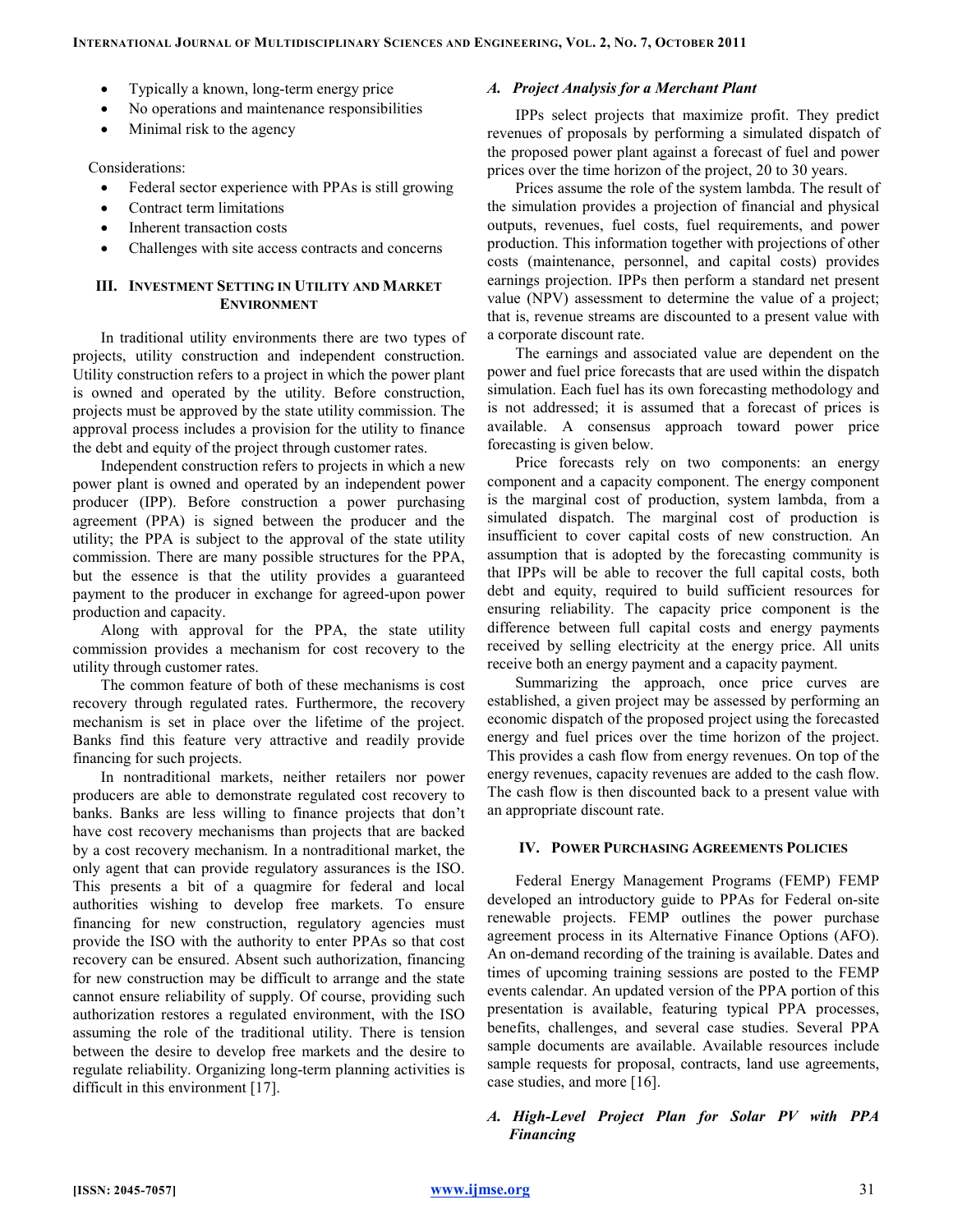- Typically a known, long-term energy price
- No operations and maintenance responsibilities
- Minimal risk to the agency

Considerations:

- Federal sector experience with PPAs is still growing
- Contract term limitations
- Inherent transaction costs
- Challenges with site access contracts and concerns

## III. Investment Setting in Utility and Market Environment

In traditional utility environments there are two types of projects, utility construction and independent construction. Utility construction refers to a project in which the power plant is owned and operated by the utility. Before construction, projects must be approved by the state utility commission. The approval process includes a provision for the utility to finance the debt and equity of the project through customer rates.

Independent construction refers to projects in which a new power plant is owned and operated by an independent power producer (IPP). Before construction a power purchasing agreement (PPA) is signed between the producer and the utility; the PPA is subject to the approval of the state utility commission. There are many possible structures for the PPA, but the essence is that the utility provides a guaranteed payment to the producer in exchange for agreed-upon power production and capacity.

Along with approval for the PPA, the state utility commission provides a mechanism for cost recovery to the utility through customer rates.

The common feature of both of these mechanisms is cost recovery through regulated rates. Furthermore, the recovery mechanism is set in place over the lifetime of the project. Banks find this feature very attractive and readily provide financing for such projects.

In nontraditional markets, neither retailers nor power producers are able to demonstrate regulated cost recovery to banks. Banks are less willing to finance projects that don't have cost recovery mechanisms than projects that are backed by a cost recovery mechanism. In a nontraditional market, the only agent that can provide regulatory assurances is the ISO. This presents a bit of a quagmire for federal and local authorities wishing to develop free markets. To ensure financing for new construction, regulatory agencies must provide the ISO with the authority to enter PPAs so that cost recovery can be ensured. Absent such authorization, financing for new construction may be difficult to arrange and the state cannot ensure reliability of supply. Of course, providing such authorization restores a regulated environment, with the ISO assuming the role of the traditional utility. There is tension between the desire to develop free markets and the desire to regulate reliability. Organizing long-term planning activities is difficult in this environment [17].

### A. *Project Analysis for a Merchant Plant*

IPPs select projects that maximize profit. They predict revenues of proposals by performing a simulated dispatch of the proposed power plant against a forecast of fuel and power prices over the time horizon of the project, 20 to 30 years.

Prices assume the role of the system lambda. The result of the simulation provides a projection of financial and physical outputs, revenues, fuel costs, fuel requirements, and power production. This information together with projections of other costs (maintenance, personnel, and capital costs) provides earnings projection. IPPs then perform a standard net present value (NPV) assessment to determine the value of a project; that is, revenue streams are discounted to a present value with a corporate discount rate.

The earnings and associated value are dependent on the power and fuel price forecasts that are used within the dispatch simulation. Each fuel has its own forecasting methodology and is not addressed; it is assumed that a forecast of prices is available. A consensus approach toward power price forecasting is given below.

Price forecasts rely on two components: an energy component and a capacity component. The energy component is the marginal cost of production, system lambda, from a simulated dispatch. The marginal cost of production is insufficient to cover capital costs of new construction. An assumption that is adopted by the forecasting community is that IPPs will be able to recover the full capital costs, both debt and equity, required to build sufficient resources for ensuring reliability. The capacity price component is the difference between full capital costs and energy payments received by selling electricity at the energy price. All units receive both an energy payment and a capacity payment.

Summarizing the approach, once price curves are established, a given project may be assessed by performing an economic dispatch of the proposed project using the forecasted energy and fuel prices over the time horizon of the project. This provides a cash flow from energy revenues. On top of the energy revenues, capacity revenues are added to the cash flow. The cash flow is then discounted back to a present value with an appropriate discount rate.

## IV. Power Purchasing Agreements Policies

Federal Energy Management Programs (FEMP) FEMP developed an introductory guide to PPAs for Federal on-site renewable projects. FEMP outlines the power purchase agreement process in its Alternative Finance Options (AFO). An on-demand recording of the training is available. Dates and times of upcoming training sessions are posted to the FEMP events calendar. An updated version of the PPA portion of this presentation is available, featuring typical PPA processes, benefits, challenges, and several case studies. Several PPA sample documents are available. Available resources include sample requests for proposal, contracts, land use agreements, case studies, and more [16].

### A. *High-Level Project Plan for Solar PV with PPA Financing*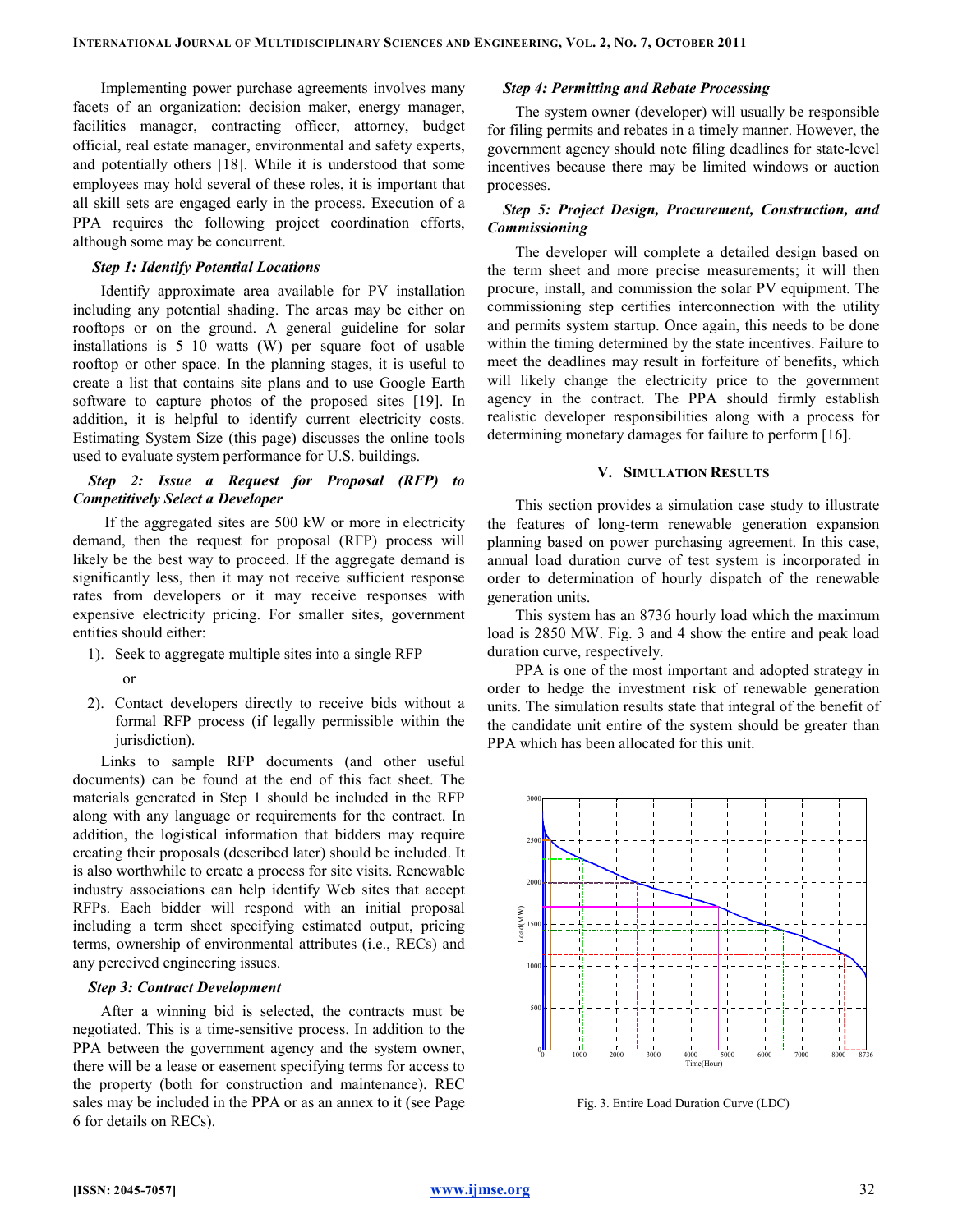Implementing power purchase agreements involves many facets of an organization: decision maker, energy manager, facilities manager, contracting officer, attorney, budget official, real estate manager, environmental and safety experts, and potentially others [18]. While it is understood that some employees may hold several of these roles, it is important that all skill sets are engaged early in the process. Execution of a PPA requires the following project coordination efforts, although some may be concurrent.

***Step 1: Identify Potential Locations***

Identify approximate area available for PV installation including any potential shading. The areas may be either on rooftops or on the ground. A general guideline for solar installations is 5–10 watts (W) per square foot of usable rooftop or other space. In the planning stages, it is useful to create a list that contains site plans and to use Google Earth software to capture photos of the proposed sites [19]. In addition, it is helpful to identify current electricity costs. Estimating System Size (this page) discusses the online tools used to evaluate system performance for U.S. buildings.

***Step 2: Issue a Request for Proposal (RFP) to Competitively Select a Developer***

If the aggregated sites are 500 kW or more in electricity demand, then the request for proposal (RFP) process will likely be the best way to proceed. If the aggregate demand is significantly less, then it may not receive sufficient response rates from developers or it may receive responses with expensive electricity pricing. For smaller sites, government entities should either:

1). Seek to aggregate multiple sites into a single RFP

or

2). Contact developers directly to receive bids without a formal RFP process (if legally permissible within the jurisdiction).

Links to sample RFP documents (and other useful documents) can be found at the end of this fact sheet. The materials generated in Step 1 should be included in the RFP along with any language or requirements for the contract. In addition, the logistical information that bidders may require creating their proposals (described later) should be included. It is also worthwhile to create a process for site visits. Renewable industry associations can help identify Web sites that accept RFPs. Each bidder will respond with an initial proposal including a term sheet specifying estimated output, pricing terms, ownership of environmental attributes (i.e., RECs) and any perceived engineering issues.

***Step 3: Contract Development***

After a winning bid is selected, the contracts must be negotiated. This is a time-sensitive process. In addition to the PPA between the government agency and the system owner, there will be a lease or easement specifying terms for access to the property (both for construction and maintenance). REC sales may be included in the PPA or as an annex to it (see Page 6 for details on RECs).

***Step 4: Permitting and Rebate Processing***

The system owner (developer) will usually be responsible for filing permits and rebates in a timely manner. However, the government agency should note filing deadlines for state-level incentives because there may be limited windows or auction processes.

***Step 5: Project Design, Procurement, Construction, and Commissioning***

The developer will complete a detailed design based on the term sheet and more precise measurements; it will then procure, install, and commission the solar PV equipment. The commissioning step certifies interconnection with the utility and permits system startup. Once again, this needs to be done within the timing determined by the state incentives. Failure to meet the deadlines may result in forfeiture of benefits, which will likely change the electricity price to the government agency in the contract. The PPA should firmly establish realistic developer responsibilities along with a process for determining monetary damages for failure to perform [16].

## V. Simulation Results

This section provides a simulation case study to illustrate the features of long-term renewable generation expansion planning based on power purchasing agreement. In this case, annual load duration curve of test system is incorporated in order to determination of hourly dispatch of the renewable generation units.

This system has an 8736 hourly load which the maximum load is 2850 MW. Fig. 3 and 4 show the entire and peak load duration curve, respectively.

PPA is one of the most important and adopted strategy in order to hedge the investment risk of renewable generation units. The simulation results state that integral of the benefit of the candidate unit entire of the system should be greater than PPA which has been allocated for this unit.

Fig. 3. Entire Load Duration Curve (LDC)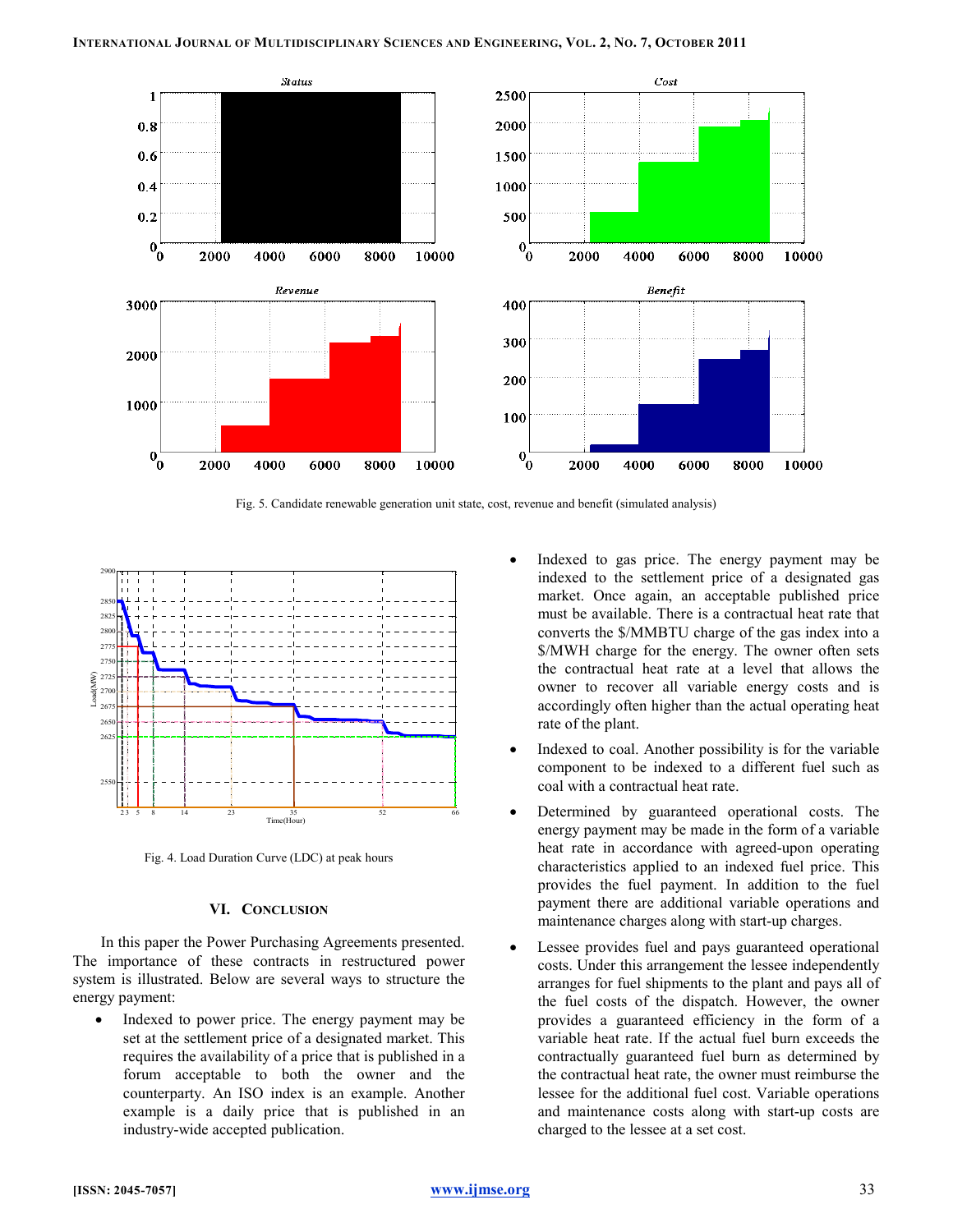Fig. 5. Candidate renewable generation unit state, cost, revenue and benefit (simulated analysis)

Fig. 4. Load Duration Curve (LDC) at peak hours

## VI. Conclusion

In this paper the Power Purchasing Agreements presented. The importance of these contracts in restructured power system is illustrated. Below are several ways to structure the energy payment:

- Indexed to power price. The energy payment may be set at the settlement price of a designated market. This requires the availability of a price that is published in a forum acceptable to both the owner and the counterparty. An ISO index is an example. Another example is a daily price that is published in an industry-wide accepted publication.
- Indexed to gas price. The energy payment may be indexed to the settlement price of a designated gas market. Once again, an acceptable published price must be available. There is a contractual heat rate that converts the \$/MMBTU charge of the gas index into a \$/MWH charge for the energy. The owner often sets the contractual heat rate at a level that allows the owner to recover all variable energy costs and is accordingly often higher than the actual operating heat rate of the plant.
- Indexed to coal. Another possibility is for the variable component to be indexed to a different fuel such as coal with a contractual heat rate.
- Determined by guaranteed operational costs. The energy payment may be made in the form of a variable heat rate in accordance with agreed-upon operating characteristics applied to an indexed fuel price. This provides the fuel payment. In addition to the fuel payment there are additional variable operations and maintenance charges along with start-up charges.
- Lessee provides fuel and pays guaranteed operational costs. Under this arrangement the lessee independently arranges for fuel shipments to the plant and pays all of the fuel costs of the dispatch. However, the owner provides a guaranteed efficiency in the form of a variable heat rate. If the actual fuel burn exceeds the contractually guaranteed fuel burn as determined by the contractual heat rate, the owner must reimburse the lessee for the additional fuel cost. Variable operations and maintenance costs along with start-up costs are charged to the lessee at a set cost.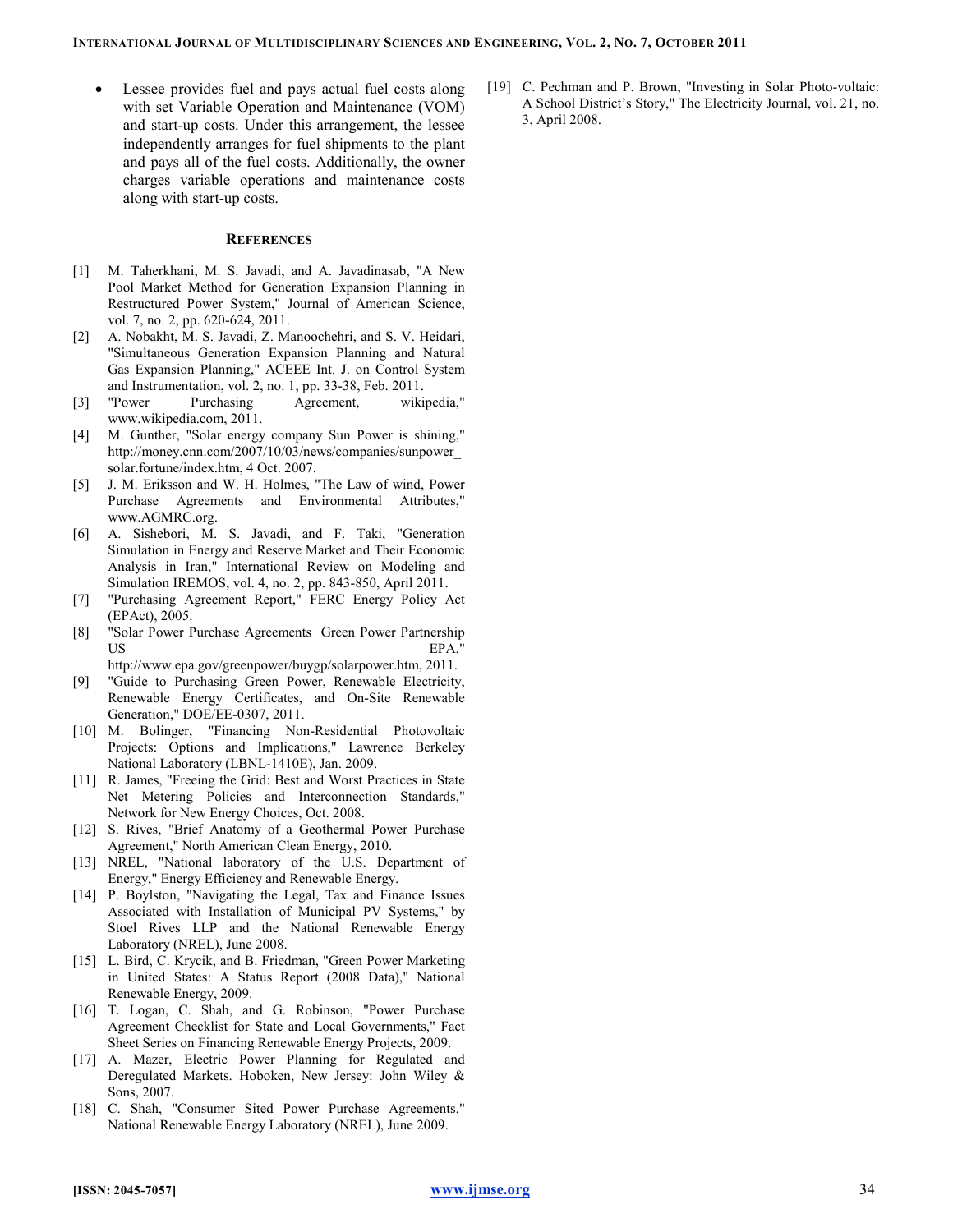- Lessee provides fuel and pays actual fuel costs along with set Variable Operation and Maintenance (VOM) and start-up costs. Under this arrangement, the lessee independently arranges for fuel shipments to the plant and pays all of the fuel costs. Additionally, the owner charges variable operations and maintenance costs along with start-up costs.

## References

[1] M. Taherkhani, M. S. Javadi, and A. Javadinasab, "A New Pool Market Method for Generation Expansion Planning in Restructured Power System," Journal of American Science, vol. 7, no. 2, pp. 620-624, 2011.

[2] A. Nobakht, M. S. Javadi, Z. Manoochehri, and S. V. Heidari, "Simultaneous Generation Expansion Planning and Natural Gas Expansion Planning," ACEEE Int. J. on Control System and Instrumentation, vol. 2, no. 1, pp. 33-38, Feb. 2011.

[3] "Power Purchasing Agreement, wikipedia," www.wikipedia.com, 2011.

[4] M. Gunther, "Solar energy company Sun Power is shining," http://money.cnn.com/2007/10/03/news/companies/sunpower_solar.fortune/index.htm, 4 Oct. 2007.

[5] J. M. Eriksson and W. H. Holmes, "The Law of wind, Power Purchase Agreements and Environmental Attributes," www.AGMRC.org.

[6] A. Sishebori, M. S. Javadi, and F. Taki, "Generation Simulation in Energy and Reserve Market and Their Economic Analysis in Iran," International Review on Modeling and Simulation IREMOS, vol. 4, no. 2, pp. 843-850, April 2011.

[7] "Purchasing Agreement Report," FERC Energy Policy Act (EPAct), 2005.

[8] "Solar Power Purchase Agreements Green Power Partnership US EPA," http://www.epa.gov/greenpower/buygp/solarpower.htm, 2011.

[9] "Guide to Purchasing Green Power, Renewable Electricity, Renewable Energy Certificates, and On-Site Renewable Generation," DOE/EE-0307, 2011.

[10] M. Bolinger, "Financing Non-Residential Photovoltaic Projects: Options and Implications," Lawrence Berkeley National Laboratory (LBNL-1410E), Jan. 2009.

[11] R. James, "Freeing the Grid: Best and Worst Practices in State Net Metering Policies and Interconnection Standards," Network for New Energy Choices, Oct. 2008.

[12] S. Rives, "Brief Anatomy of a Geothermal Power Purchase Agreement," North American Clean Energy, 2010.

[13] NREL, "National laboratory of the U.S. Department of Energy," Energy Efficiency and Renewable Energy.

[14] P. Boylston, "Navigating the Legal, Tax and Finance Issues Associated with Installation of Municipal PV Systems," by Stoel Rives LLP and the National Renewable Energy Laboratory (NREL), June 2008.

[15] L. Bird, C. Krycik, and B. Friedman, "Green Power Marketing in United States: A Status Report (2008 Data)," National Renewable Energy, 2009.

[16] T. Logan, C. Shah, and G. Robinson, "Power Purchase Agreement Checklist for State and Local Governments," Fact Sheet Series on Financing Renewable Energy Projects, 2009.

[17] A. Mazer, Electric Power Planning for Regulated and Deregulated Markets. Hoboken, New Jersey: John Wiley & Sons, 2007.

[18] C. Shah, "Consumer Sited Power Purchase Agreements," National Renewable Energy Laboratory (NREL), June 2009.

[19] C. Pechman and P. Brown, "Investing in Solar Photo-voltaic: A School District's Story," The Electricity Journal, vol. 21, no. 3, April 2008.